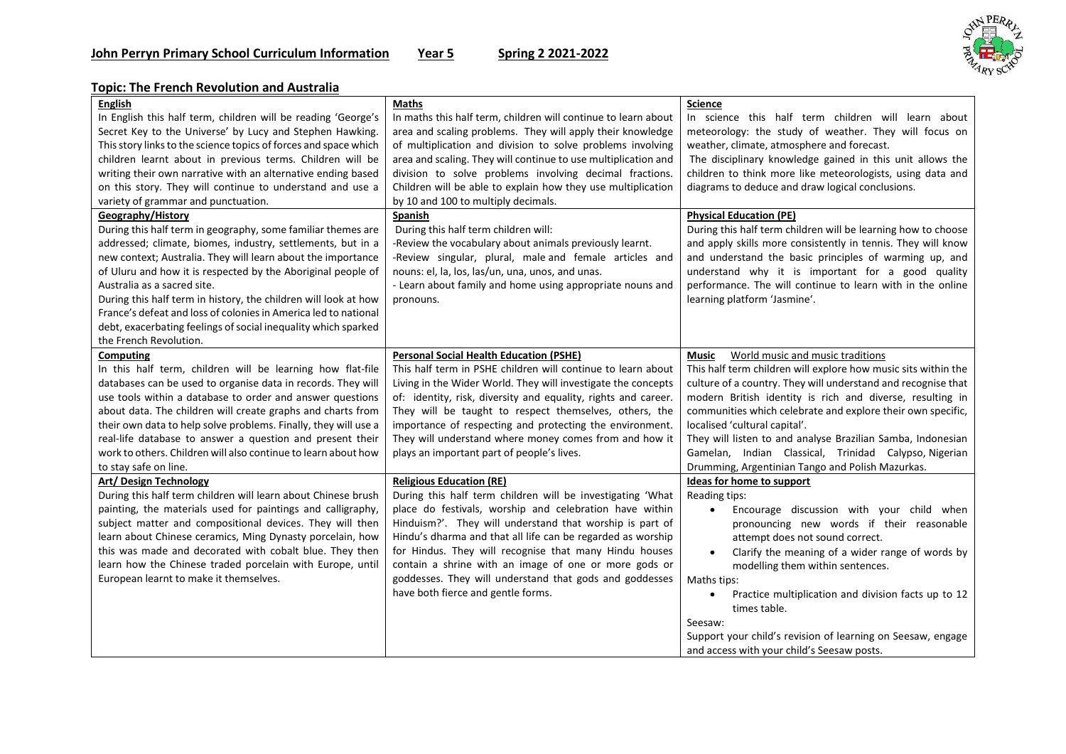# John Perryn Primary School Curriculum Information Year 5 Spring 2 2021-2022

## Topic: The French Revolution and Australia

**English**

In English this half term, children will be reading 'George's Secret Key to the Universe' by Lucy and Stephen Hawking. This story links to the science topics of forces and space which children learnt about in previous terms. Children will be writing their own narrative with an alternative ending based on this story. They will continue to understand and use a variety of grammar and punctuation.

**Maths**

In maths this half term, children will continue to learn about area and scaling problems. They will apply their knowledge of multiplication and division to solve problems involving area and scaling. They will continue to use multiplication and division to solve problems involving decimal fractions. Children will be able to explain how they use multiplication by 10 and 100 to multiply decimals.

**Science**

In science this half term children will learn about meteorology: the study of weather. They will focus on weather, climate, atmosphere and forecast.

The disciplinary knowledge gained in this unit allows the children to think more like meteorologists, using data and diagrams to deduce and draw logical conclusions.

**Geography/History**

During this half term in geography, some familiar themes are addressed; climate, biomes, industry, settlements, but in a new context; Australia. They will learn about the importance of Uluru and how it is respected by the Aboriginal people of Australia as a sacred site.

During this half term in history, the children will look at how France's defeat and loss of colonies in America led to national debt, exacerbating feelings of social inequality which sparked the French Revolution.

**Spanish**

During this half term children will:

- Review the vocabulary about animals previously learnt.
- Review singular, plural, male and female articles and nouns: el, la, los, las/un, una, unos, and unas.
- Learn about family and home using appropriate nouns and pronouns.

**Physical Education (PE)**

During this half term children will be learning how to choose and apply skills more consistently in tennis. They will know and understand the basic principles of warming up, and understand why it is important for a good quality performance. The will continue to learn with in the online learning platform 'Jasmine'.

**Computing**

In this half term, children will be learning how flat-file databases can be used to organise data in records. They will use tools within a database to order and answer questions about data. The children will create graphs and charts from their own data to help solve problems. Finally, they will use a real-life database to answer a question and present their work to others. Children will also continue to learn about how to stay safe on line.

**Personal Social Health Education (PSHE)**

This half term in PSHE children will continue to learn about Living in the Wider World. They will investigate the concepts of: identity, risk, diversity and equality, rights and career. They will be taught to respect themselves, others, the importance of respecting and protecting the environment. They will understand where money comes from and how it plays an important part of people's lives.

**Music** World music and music traditions

This half term children will explore how music sits within the culture of a country. They will understand and recognise that modern British identity is rich and diverse, resulting in communities which celebrate and explore their own specific, localised 'cultural capital'.

They will listen to and analyse Brazilian Samba, Indonesian Gamelan, Indian Classical, Trinidad Calypso, Nigerian Drumming, Argentinian Tango and Polish Mazurkas.

**Art/ Design Technology**

During this half term children will learn about Chinese brush painting, the materials used for paintings and calligraphy, subject matter and compositional devices. They will then learn about Chinese ceramics, Ming Dynasty porcelain, how this was made and decorated with cobalt blue. They then learn how the Chinese traded porcelain with Europe, until European learnt to make it themselves.

**Religious Education (RE)**

During this half term children will be investigating 'What place do festivals, worship and celebration have within Hinduism?'. They will understand that worship is part of Hindu's dharma and that all life can be regarded as worship for Hindus. They will recognise that many Hindu houses contain a shrine with an image of one or more gods or goddesses. They will understand that gods and goddesses have both fierce and gentle forms.

**Ideas for home to support**

Reading tips:

- Encourage discussion with your child when pronouncing new words if their reasonable attempt does not sound correct.
- Clarify the meaning of a wider range of words by modelling them within sentences.

Maths tips:

- Practice multiplication and division facts up to 12 times table.

Seesaw:

Support your child's revision of learning on Seesaw, engage and access with your child's Seesaw posts.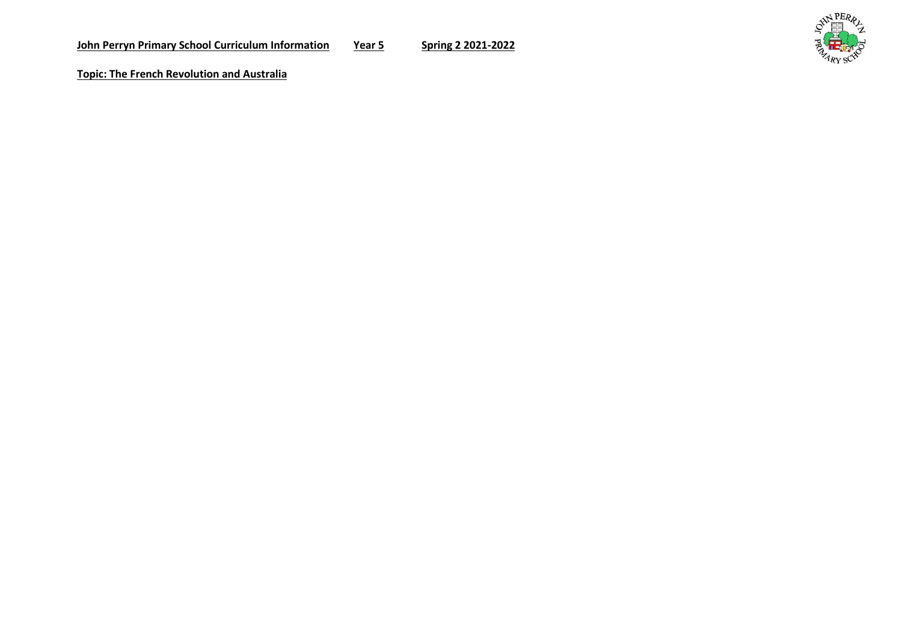**John Perryn Primary School Curriculum Information** **Year 5** **Spring 2 2021-2022**

**Topic: The French Revolution and Australia**